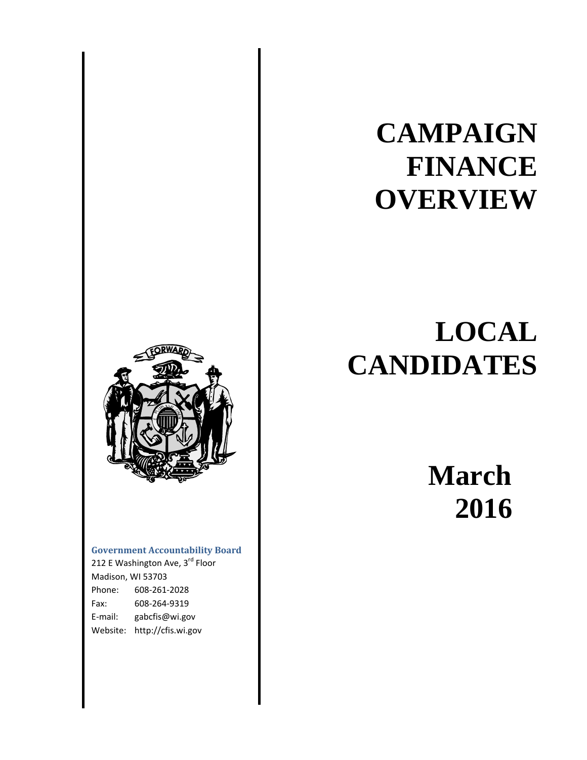# CAMPAIGN FINANCE OVERVIEW

# LOCAL CANDIDATES

**March 2016**

**Government Accountability Board**
212 E Washington Ave, 3rd Floor
Madison, WI 53703
Phone: 608-261-2028
Fax: 608-264-9319
E-mail: gabcfis@wi.gov
Website: http://cfis.wi.gov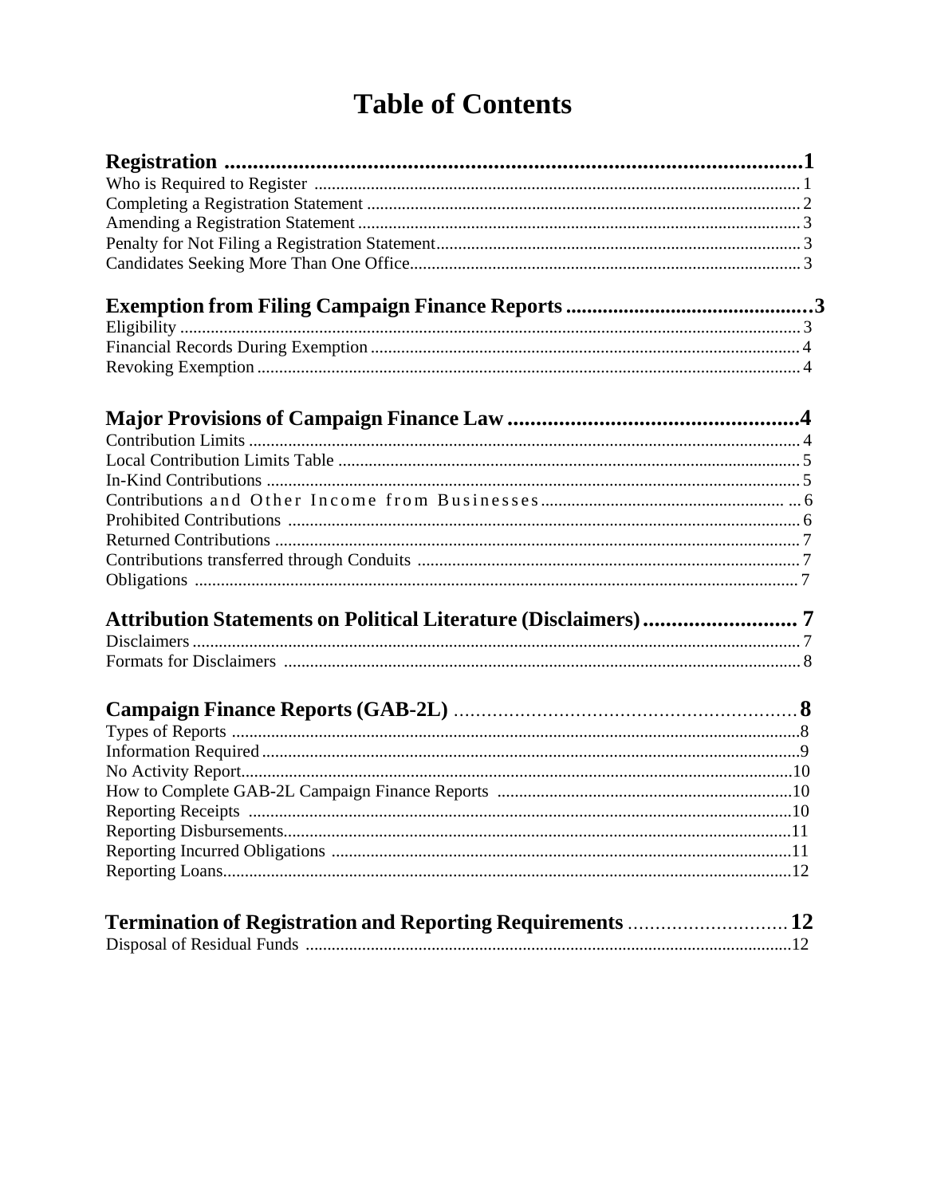# Table of Contents

**Registration ....................................................................................................1**

Who is Required to Register ..................................................................................................1

Completing a Registration Statement .....................................................................................2

Amending a Registration Statement .......................................................................................3

Penalty for Not Filing a Registration Statement......................................................................3

Candidates Seeking More Than One Office............................................................................3

**Exemption from Filing Campaign Finance Reports ..............................................3**

Eligibility ................................................................................................................................3

Financial Records During Exemption .....................................................................................4

Revoking Exemption ..............................................................................................................4

**Major Provisions of Campaign Finance Law ....................................................4**

Contribution Limits .................................................................................................................4

Local Contribution Limits Table .............................................................................................5

In-Kind Contributions .............................................................................................................5

Contributions and Other Income from Businesses......................................................6

Prohibited Contributions .........................................................................................................6

Returned Contributions ...........................................................................................................7

Contributions transferred through Conduits ..........................................................................7

Obligations .............................................................................................................................7

**Attribution Statements on Political Literature (Disclaimers)........................... 7**

Disclaimers .............................................................................................................................7

Formats for Disclaimers .........................................................................................................8

**Campaign Finance Reports (GAB-2L) ..........................................................8**

Types of Reports ....................................................................................................................8

Information Required .............................................................................................................9

No Activity Report................................................................................................................10

How to Complete GAB-2L Campaign Finance Reports .....................................................10

Reporting Receipts ..............................................................................................................10

Reporting Disbursements.......................................................................................................11

Reporting Incurred Obligations ...........................................................................................11

Reporting Loans....................................................................................................................12

**Termination of Registration and Reporting Requirements ............................12**

Disposal of Residual Funds ..................................................................................................12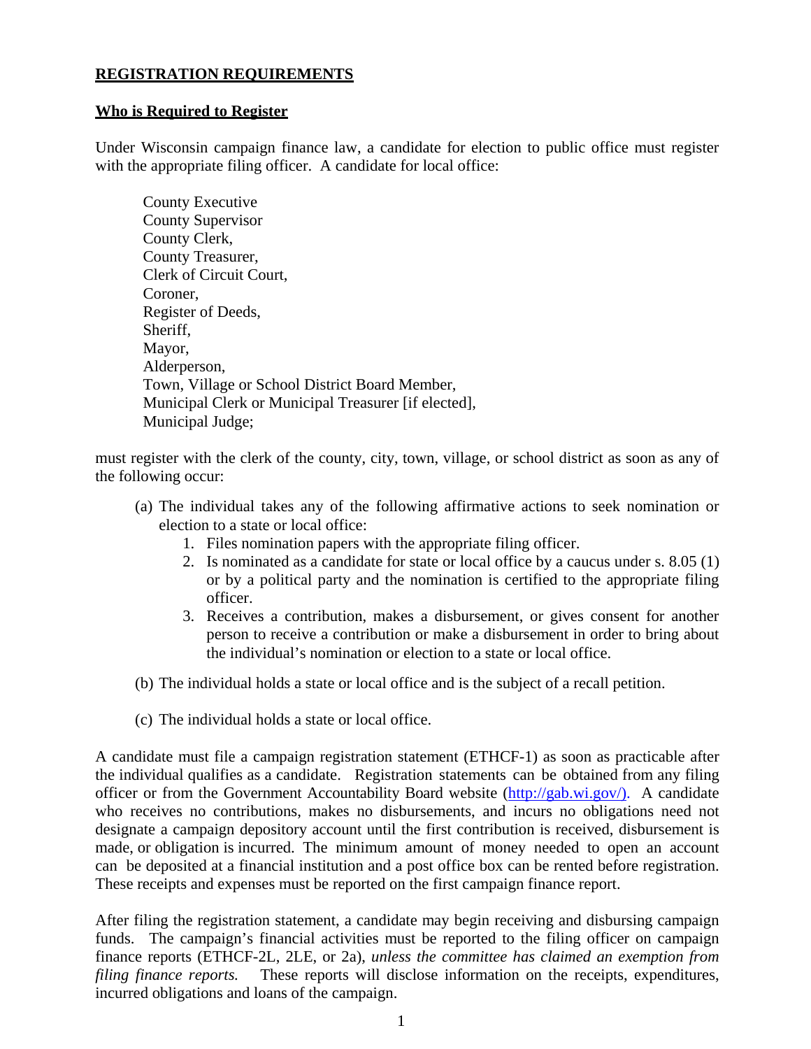**REGISTRATION REQUIREMENTS**

**Who is Required to Register**

Under Wisconsin campaign finance law, a candidate for election to public office must register with the appropriate filing officer. A candidate for local office:

County Executive
County Supervisor
County Clerk,
County Treasurer,
Clerk of Circuit Court,
Coroner,
Register of Deeds,
Sheriff,
Mayor,
Alderperson,
Town, Village or School District Board Member,
Municipal Clerk or Municipal Treasurer [if elected],
Municipal Judge;

must register with the clerk of the county, city, town, village, or school district as soon as any of the following occur:

(a) The individual takes any of the following affirmative actions to seek nomination or election to a state or local office:
   1. Files nomination papers with the appropriate filing officer.
   2. Is nominated as a candidate for state or local office by a caucus under s. 8.05 (1) or by a political party and the nomination is certified to the appropriate filing officer.
   3. Receives a contribution, makes a disbursement, or gives consent for another person to receive a contribution or make a disbursement in order to bring about the individual's nomination or election to a state or local office.

(b) The individual holds a state or local office and is the subject of a recall petition.

(c) The individual holds a state or local office.

A candidate must file a campaign registration statement (ETHCF-1) as soon as practicable after the individual qualifies as a candidate. Registration statements can be obtained from any filing officer or from the Government Accountability Board website (http://gab.wi.gov/). A candidate who receives no contributions, makes no disbursements, and incurs no obligations need not designate a campaign depository account until the first contribution is received, disbursement is made, or obligation is incurred. The minimum amount of money needed to open an account can be deposited at a financial institution and a post office box can be rented before registration. These receipts and expenses must be reported on the first campaign finance report.

After filing the registration statement, a candidate may begin receiving and disbursing campaign funds. The campaign's financial activities must be reported to the filing officer on campaign finance reports (ETHCF-2L, 2LE, or 2a), *unless the committee has claimed an exemption from filing finance reports.* These reports will disclose information on the receipts, expenditures, incurred obligations and loans of the campaign.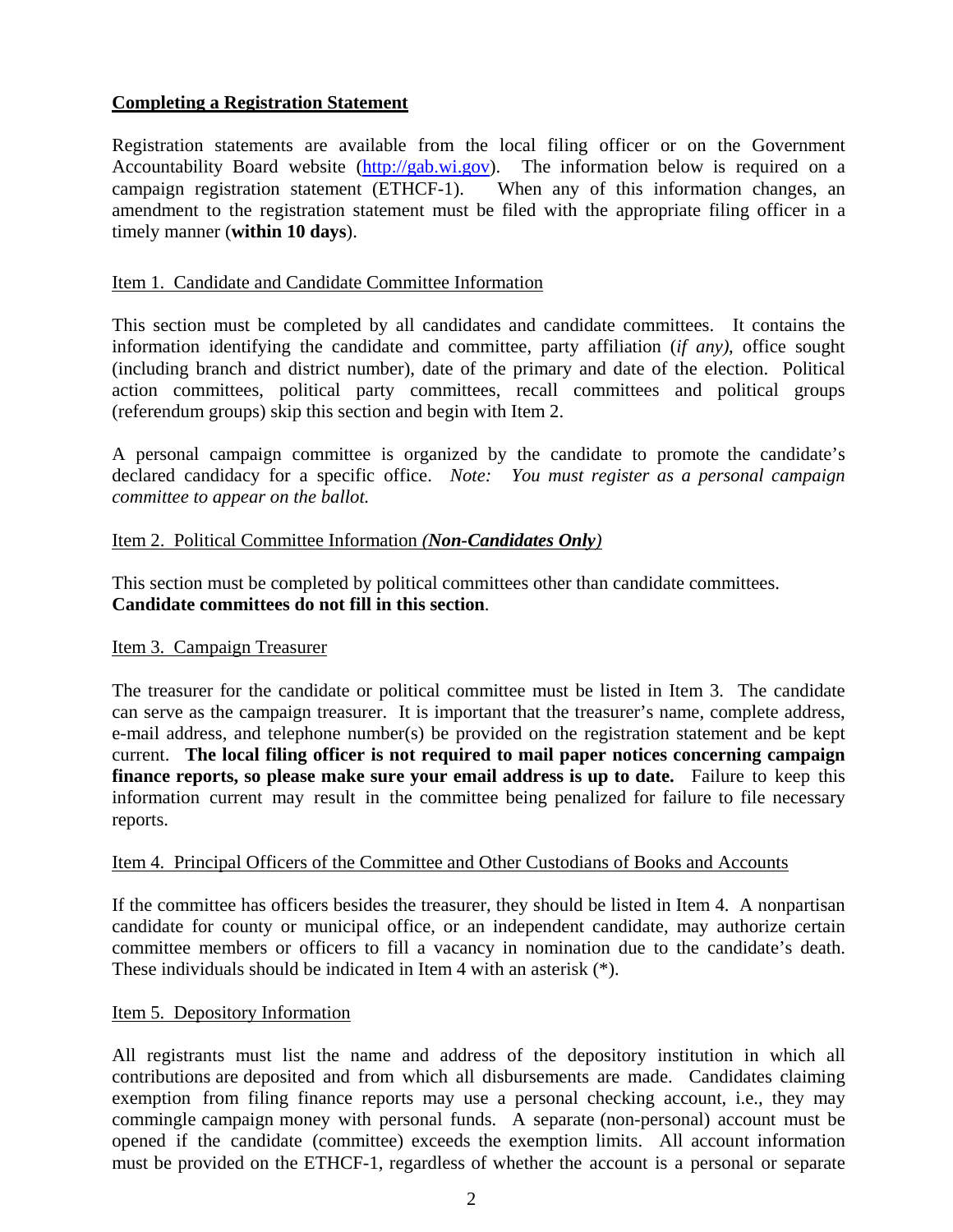**Completing a Registration Statement**

Registration statements are available from the local filing officer or on the Government Accountability Board website (http://gab.wi.gov). The information below is required on a campaign registration statement (ETHCF-1). When any of this information changes, an amendment to the registration statement must be filed with the appropriate filing officer in a timely manner (**within 10 days**).

Item 1. Candidate and Candidate Committee Information

This section must be completed by all candidates and candidate committees. It contains the information identifying the candidate and committee, party affiliation (*if any)*, office sought (including branch and district number), date of the primary and date of the election. Political action committees, political party committees, recall committees and political groups (referendum groups) skip this section and begin with Item 2.

A personal campaign committee is organized by the candidate to promote the candidate's declared candidacy for a specific office. *Note: You must register as a personal campaign committee to appear on the ballot.*

Item 2. Political Committee Information *(**Non-Candidates Only**)*

This section must be completed by political committees other than candidate committees.
**Candidate committees do not fill in this section**.

Item 3. Campaign Treasurer

The treasurer for the candidate or political committee must be listed in Item 3. The candidate can serve as the campaign treasurer. It is important that the treasurer's name, complete address, e-mail address, and telephone number(s) be provided on the registration statement and be kept current. **The local filing officer is not required to mail paper notices concerning campaign finance reports, so please make sure your email address is up to date.** Failure to keep this information current may result in the committee being penalized for failure to file necessary reports.

Item 4. Principal Officers of the Committee and Other Custodians of Books and Accounts

If the committee has officers besides the treasurer, they should be listed in Item 4. A nonpartisan candidate for county or municipal office, or an independent candidate, may authorize certain committee members or officers to fill a vacancy in nomination due to the candidate's death. These individuals should be indicated in Item 4 with an asterisk (*).

Item 5. Depository Information

All registrants must list the name and address of the depository institution in which all contributions are deposited and from which all disbursements are made. Candidates claiming exemption from filing finance reports may use a personal checking account, i.e., they may commingle campaign money with personal funds. A separate (non-personal) account must be opened if the candidate (committee) exceeds the exemption limits. All account information must be provided on the ETHCF-1, regardless of whether the account is a personal or separate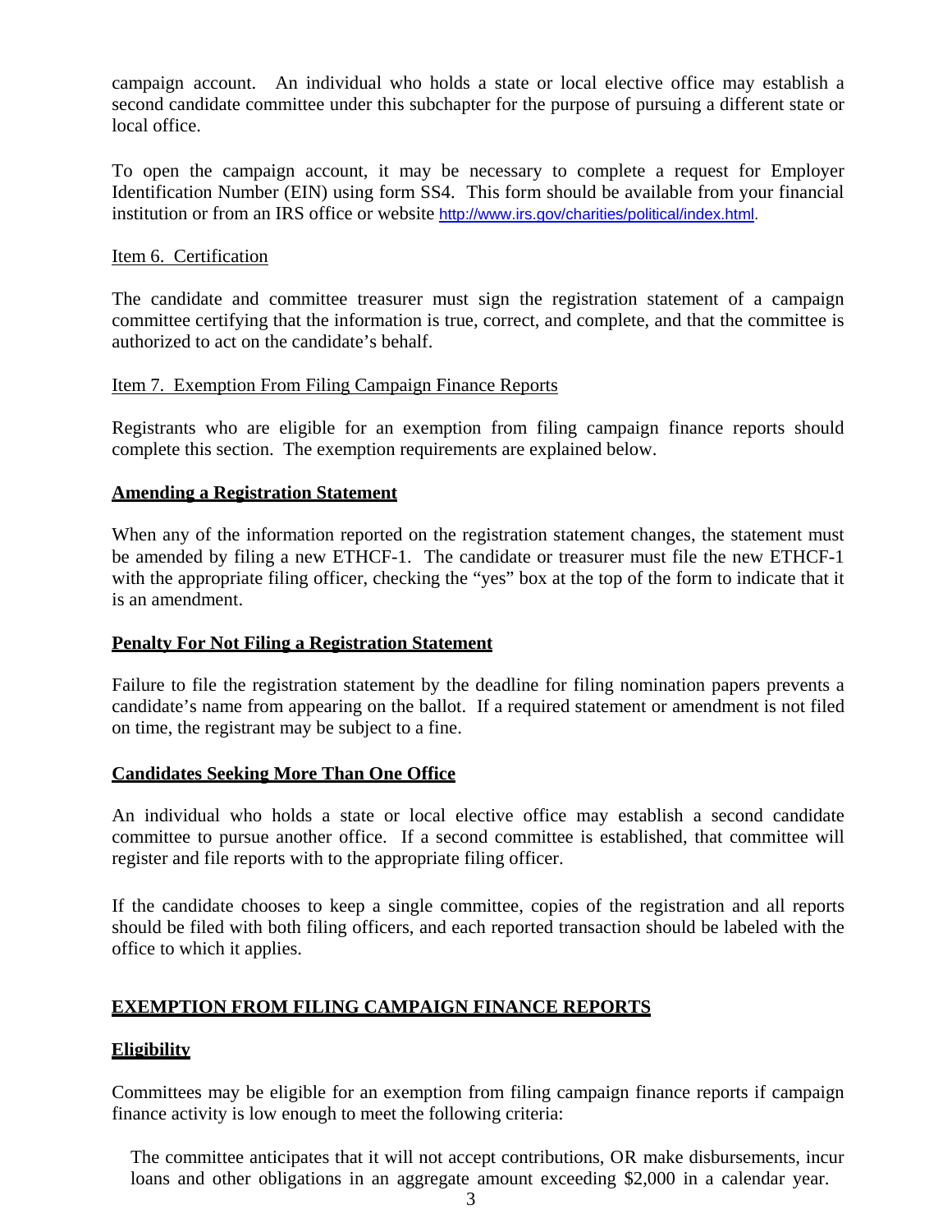campaign account. An individual who holds a state or local elective office may establish a second candidate committee under this subchapter for the purpose of pursuing a different state or local office.

To open the campaign account, it may be necessary to complete a request for Employer Identification Number (EIN) using form SS4. This form should be available from your financial institution or from an IRS office or website http://www.irs.gov/charities/political/index.html.

Item 6. Certification

The candidate and committee treasurer must sign the registration statement of a campaign committee certifying that the information is true, correct, and complete, and that the committee is authorized to act on the candidate's behalf.

Item 7. Exemption From Filing Campaign Finance Reports

Registrants who are eligible for an exemption from filing campaign finance reports should complete this section. The exemption requirements are explained below.

**Amending a Registration Statement**

When any of the information reported on the registration statement changes, the statement must be amended by filing a new ETHCF-1. The candidate or treasurer must file the new ETHCF-1 with the appropriate filing officer, checking the "yes" box at the top of the form to indicate that it is an amendment.

**Penalty For Not Filing a Registration Statement**

Failure to file the registration statement by the deadline for filing nomination papers prevents a candidate's name from appearing on the ballot. If a required statement or amendment is not filed on time, the registrant may be subject to a fine.

**Candidates Seeking More Than One Office**

An individual who holds a state or local elective office may establish a second candidate committee to pursue another office. If a second committee is established, that committee will register and file reports with to the appropriate filing officer.

If the candidate chooses to keep a single committee, copies of the registration and all reports should be filed with both filing officers, and each reported transaction should be labeled with the office to which it applies.

## EXEMPTION FROM FILING CAMPAIGN FINANCE REPORTS

**Eligibility**

Committees may be eligible for an exemption from filing campaign finance reports if campaign finance activity is low enough to meet the following criteria:

The committee anticipates that it will not accept contributions, OR make disbursements, incur loans and other obligations in an aggregate amount exceeding $2,000 in a calendar year.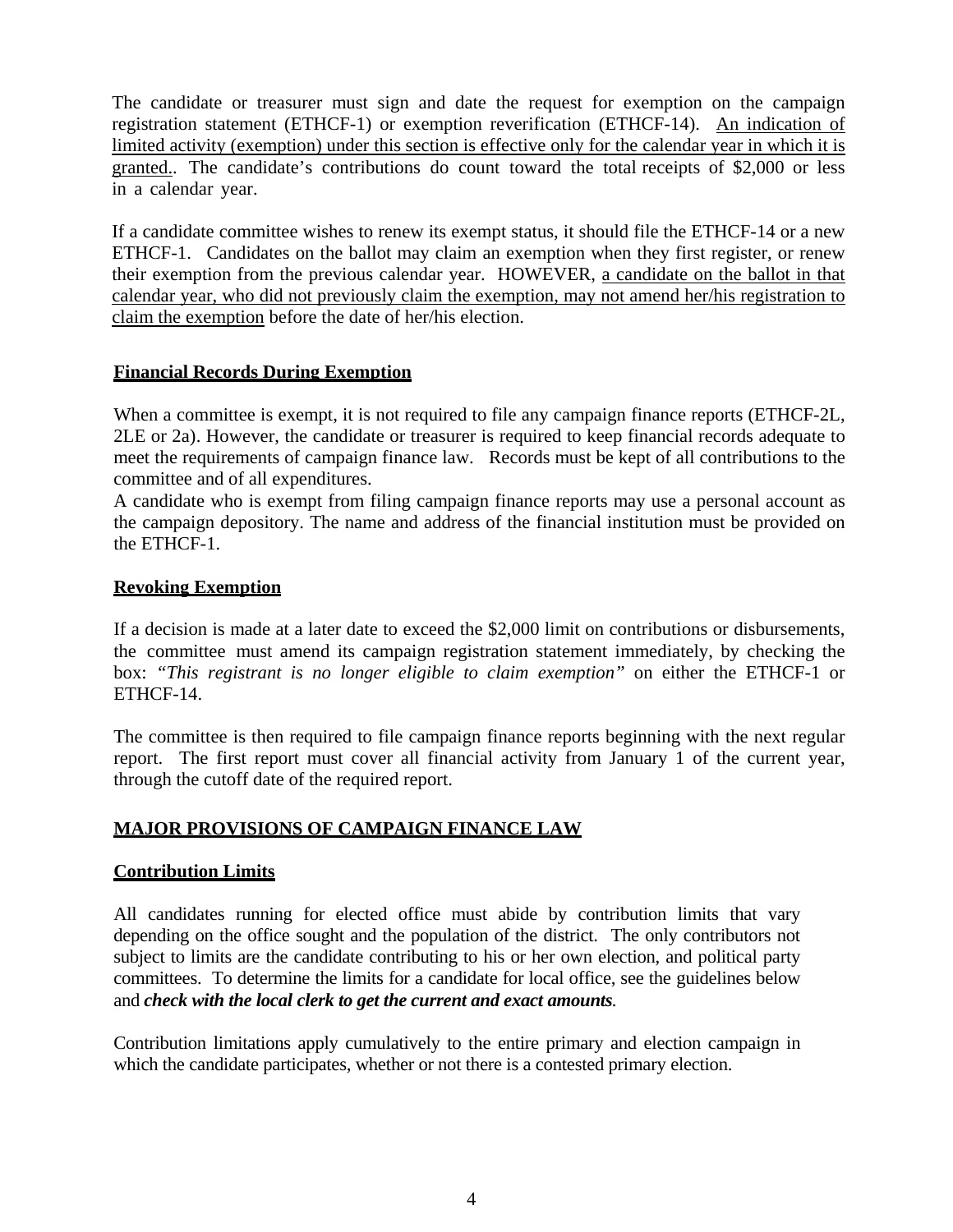The candidate or treasurer must sign and date the request for exemption on the campaign registration statement (ETHCF-1) or exemption reverification (ETHCF-14). An indication of limited activity (exemption) under this section is effective only for the calendar year in which it is granted.. The candidate's contributions do count toward the total receipts of $2,000 or less in a calendar year.

If a candidate committee wishes to renew its exempt status, it should file the ETHCF-14 or a new ETHCF-1. Candidates on the ballot may claim an exemption when they first register, or renew their exemption from the previous calendar year. HOWEVER, a candidate on the ballot in that calendar year, who did not previously claim the exemption, may not amend her/his registration to claim the exemption before the date of her/his election.

**Financial Records During Exemption**

When a committee is exempt, it is not required to file any campaign finance reports (ETHCF-2L, 2LE or 2a). However, the candidate or treasurer is required to keep financial records adequate to meet the requirements of campaign finance law. Records must be kept of all contributions to the committee and of all expenditures.

A candidate who is exempt from filing campaign finance reports may use a personal account as the campaign depository. The name and address of the financial institution must be provided on the ETHCF-1.

**Revoking Exemption**

If a decision is made at a later date to exceed the $2,000 limit on contributions or disbursements, the committee must amend its campaign registration statement immediately, by checking the box: *"This registrant is no longer eligible to claim exemption"* on either the ETHCF-1 or ETHCF-14.

The committee is then required to file campaign finance reports beginning with the next regular report. The first report must cover all financial activity from January 1 of the current year, through the cutoff date of the required report.

## MAJOR PROVISIONS OF CAMPAIGN FINANCE LAW

**Contribution Limits**

All candidates running for elected office must abide by contribution limits that vary depending on the office sought and the population of the district. The only contributors not subject to limits are the candidate contributing to his or her own election, and political party committees. To determine the limits for a candidate for local office, see the guidelines below and ***check with the local clerk to get the current and exact amounts***.

Contribution limitations apply cumulatively to the entire primary and election campaign in which the candidate participates, whether or not there is a contested primary election.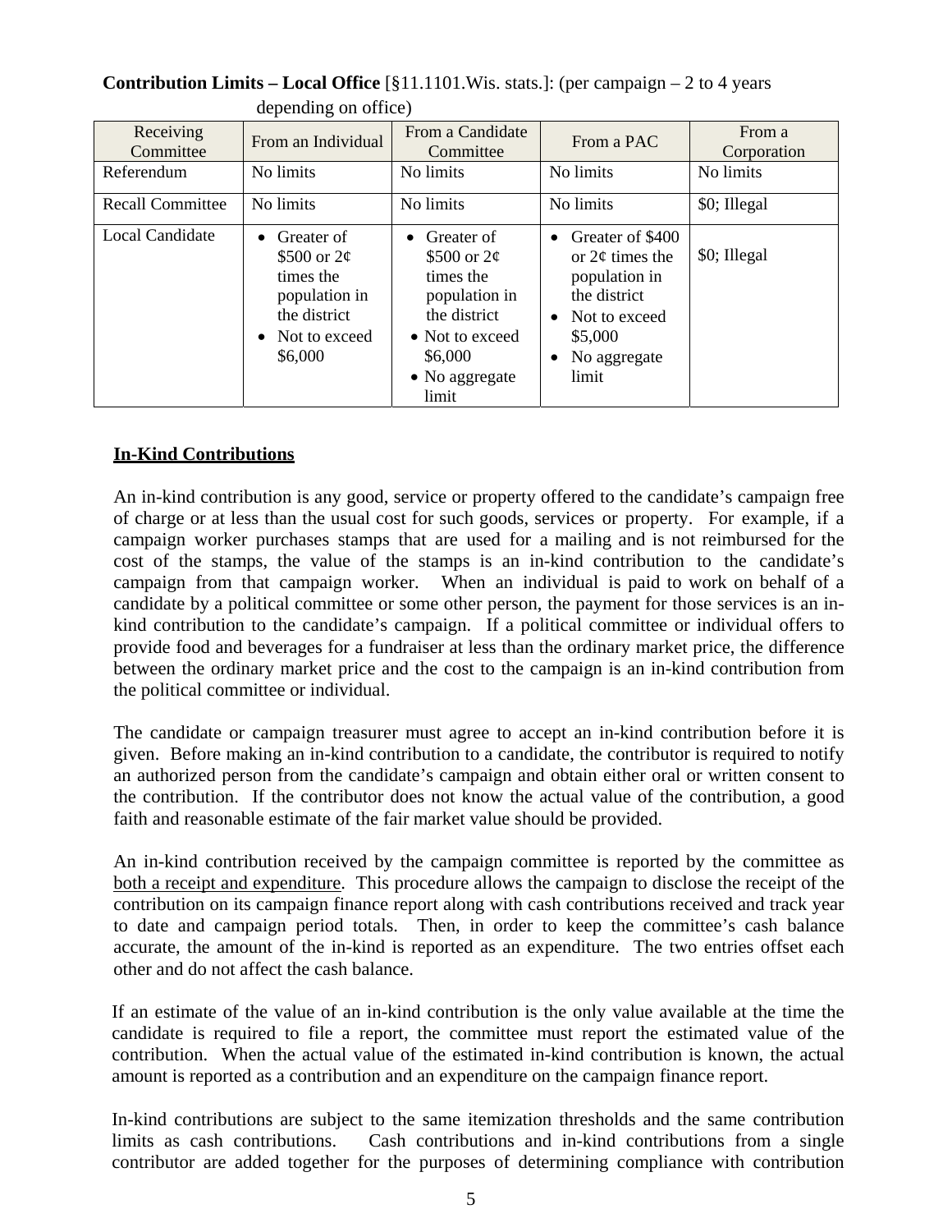**Contribution Limits – Local Office** [§11.1101.Wis. stats.]: (per campaign – 2 to 4 years depending on office)

| Receiving Committee | From an Individual | From a Candidate Committee | From a PAC | From a Corporation |
|---|---|---|---|---|
| Referendum | No limits | No limits | No limits | No limits |
| Recall Committee | No limits | No limits | No limits | $0; Illegal |
| Local Candidate | • Greater of $500 or 2¢ times the population in the district<br>• Not to exceed $6,000 | • Greater of $500 or 2¢ times the population in the district<br>• Not to exceed $6,000<br>• No aggregate limit | • Greater of $400 or 2¢ times the population in the district<br>• Not to exceed $5,000<br>• No aggregate limit | $0; Illegal |

## In-Kind Contributions

An in-kind contribution is any good, service or property offered to the candidate's campaign free of charge or at less than the usual cost for such goods, services or property. For example, if a campaign worker purchases stamps that are used for a mailing and is not reimbursed for the cost of the stamps, the value of the stamps is an in-kind contribution to the candidate's campaign from that campaign worker. When an individual is paid to work on behalf of a candidate by a political committee or some other person, the payment for those services is an in-kind contribution to the candidate's campaign. If a political committee or individual offers to provide food and beverages for a fundraiser at less than the ordinary market price, the difference between the ordinary market price and the cost to the campaign is an in-kind contribution from the political committee or individual.

The candidate or campaign treasurer must agree to accept an in-kind contribution before it is given. Before making an in-kind contribution to a candidate, the contributor is required to notify an authorized person from the candidate's campaign and obtain either oral or written consent to the contribution. If the contributor does not know the actual value of the contribution, a good faith and reasonable estimate of the fair market value should be provided.

An in-kind contribution received by the campaign committee is reported by the committee as both a receipt and expenditure. This procedure allows the campaign to disclose the receipt of the contribution on its campaign finance report along with cash contributions received and track year to date and campaign period totals. Then, in order to keep the committee's cash balance accurate, the amount of the in-kind is reported as an expenditure. The two entries offset each other and do not affect the cash balance.

If an estimate of the value of an in-kind contribution is the only value available at the time the candidate is required to file a report, the committee must report the estimated value of the contribution. When the actual value of the estimated in-kind contribution is known, the actual amount is reported as a contribution and an expenditure on the campaign finance report.

In-kind contributions are subject to the same itemization thresholds and the same contribution limits as cash contributions. Cash contributions and in-kind contributions from a single contributor are added together for the purposes of determining compliance with contribution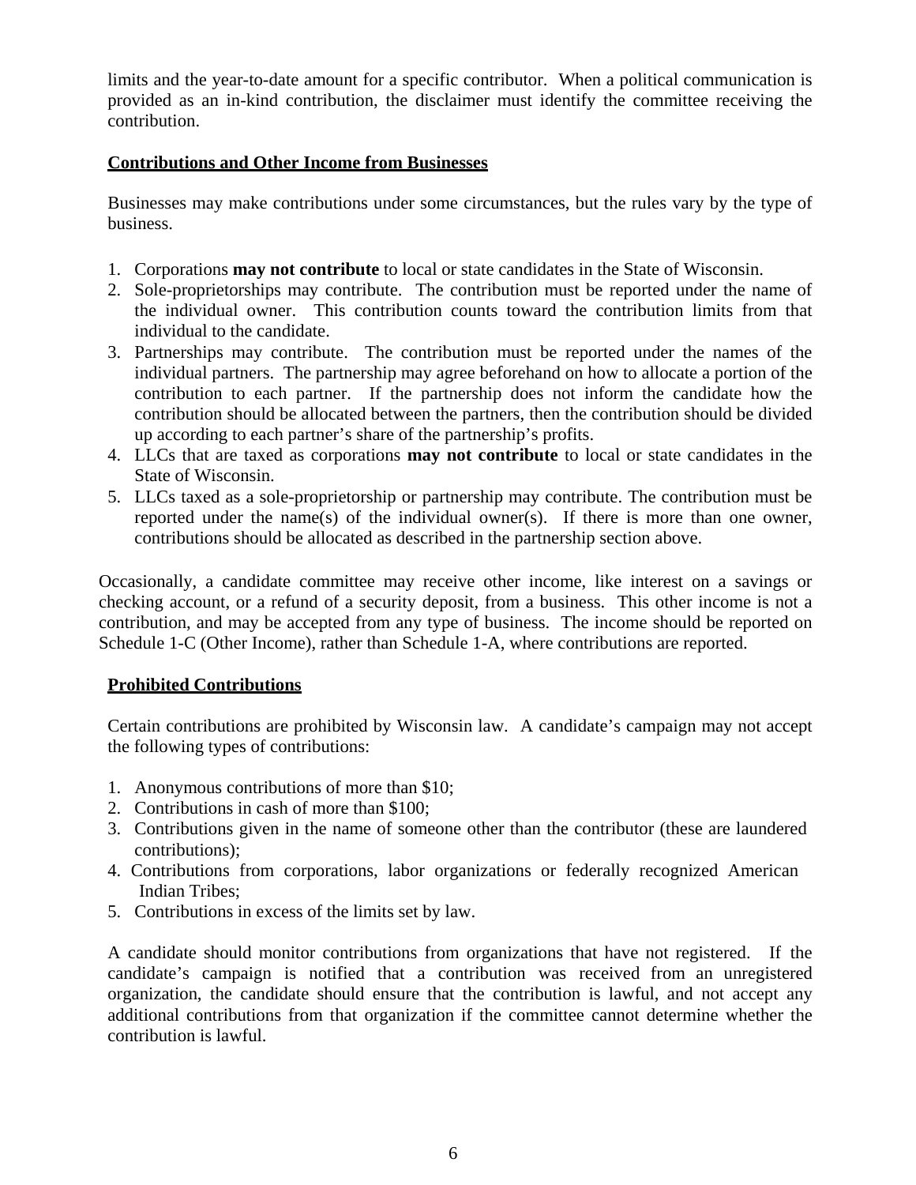limits and the year-to-date amount for a specific contributor. When a political communication is provided as an in-kind contribution, the disclaimer must identify the committee receiving the contribution.

## Contributions and Other Income from Businesses

Businesses may make contributions under some circumstances, but the rules vary by the type of business.

1. Corporations **may not contribute** to local or state candidates in the State of Wisconsin.
2. Sole-proprietorships may contribute. The contribution must be reported under the name of the individual owner. This contribution counts toward the contribution limits from that individual to the candidate.
3. Partnerships may contribute. The contribution must be reported under the names of the individual partners. The partnership may agree beforehand on how to allocate a portion of the contribution to each partner. If the partnership does not inform the candidate how the contribution should be allocated between the partners, then the contribution should be divided up according to each partner's share of the partnership's profits.
4. LLCs that are taxed as corporations **may not contribute** to local or state candidates in the State of Wisconsin.
5. LLCs taxed as a sole-proprietorship or partnership may contribute. The contribution must be reported under the name(s) of the individual owner(s). If there is more than one owner, contributions should be allocated as described in the partnership section above.

Occasionally, a candidate committee may receive other income, like interest on a savings or checking account, or a refund of a security deposit, from a business. This other income is not a contribution, and may be accepted from any type of business. The income should be reported on Schedule 1-C (Other Income), rather than Schedule 1-A, where contributions are reported.

## Prohibited Contributions

Certain contributions are prohibited by Wisconsin law. A candidate's campaign may not accept the following types of contributions:

1. Anonymous contributions of more than $10;
2. Contributions in cash of more than $100;
3. Contributions given in the name of someone other than the contributor (these are laundered contributions);
4. Contributions from corporations, labor organizations or federally recognized American Indian Tribes;
5. Contributions in excess of the limits set by law.

A candidate should monitor contributions from organizations that have not registered. If the candidate's campaign is notified that a contribution was received from an unregistered organization, the candidate should ensure that the contribution is lawful, and not accept any additional contributions from that organization if the committee cannot determine whether the contribution is lawful.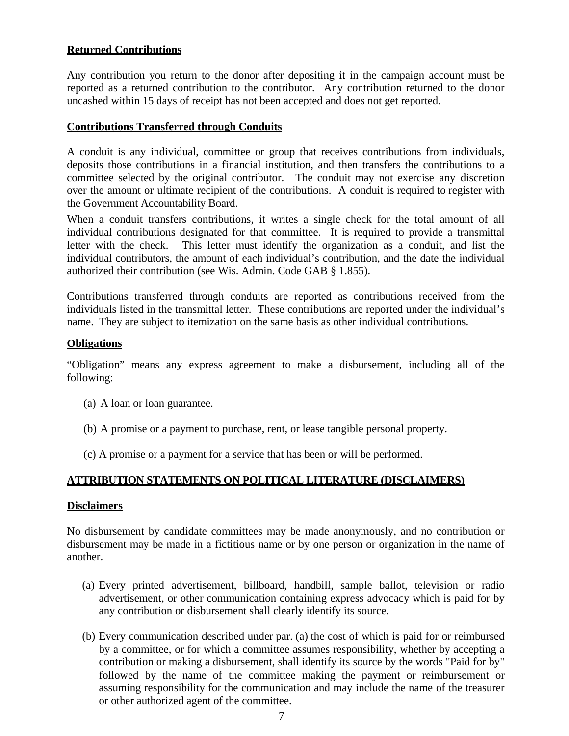**Returned Contributions**

Any contribution you return to the donor after depositing it in the campaign account must be reported as a returned contribution to the contributor. Any contribution returned to the donor uncashed within 15 days of receipt has not been accepted and does not get reported.

**Contributions Transferred through Conduits**

A conduit is any individual, committee or group that receives contributions from individuals, deposits those contributions in a financial institution, and then transfers the contributions to a committee selected by the original contributor. The conduit may not exercise any discretion over the amount or ultimate recipient of the contributions. A conduit is required to register with the Government Accountability Board.

When a conduit transfers contributions, it writes a single check for the total amount of all individual contributions designated for that committee. It is required to provide a transmittal letter with the check. This letter must identify the organization as a conduit, and list the individual contributors, the amount of each individual's contribution, and the date the individual authorized their contribution (see Wis. Admin. Code GAB § 1.855).

Contributions transferred through conduits are reported as contributions received from the individuals listed in the transmittal letter. These contributions are reported under the individual's name. They are subject to itemization on the same basis as other individual contributions.

**Obligations**

"Obligation" means any express agreement to make a disbursement, including all of the following:

(a) A loan or loan guarantee.

(b) A promise or a payment to purchase, rent, or lease tangible personal property.

(c) A promise or a payment for a service that has been or will be performed.

**ATTRIBUTION STATEMENTS ON POLITICAL LITERATURE (DISCLAIMERS)**

**Disclaimers**

No disbursement by candidate committees may be made anonymously, and no contribution or disbursement may be made in a fictitious name or by one person or organization in the name of another.

(a) Every printed advertisement, billboard, handbill, sample ballot, television or radio advertisement, or other communication containing express advocacy which is paid for by any contribution or disbursement shall clearly identify its source.

(b) Every communication described under par. (a) the cost of which is paid for or reimbursed by a committee, or for which a committee assumes responsibility, whether by accepting a contribution or making a disbursement, shall identify its source by the words "Paid for by" followed by the name of the committee making the payment or reimbursement or assuming responsibility for the communication and may include the name of the treasurer or other authorized agent of the committee.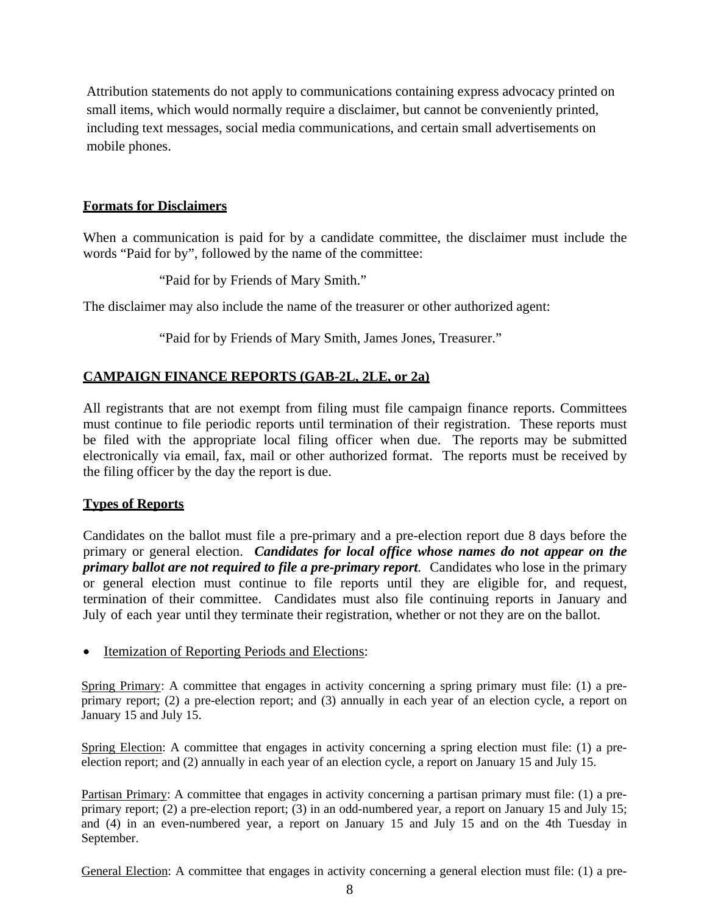Attribution statements do not apply to communications containing express advocacy printed on small items, which would normally require a disclaimer, but cannot be conveniently printed, including text messages, social media communications, and certain small advertisements on mobile phones.

## Formats for Disclaimers

When a communication is paid for by a candidate committee, the disclaimer must include the words "Paid for by", followed by the name of the committee:

> "Paid for by Friends of Mary Smith."

The disclaimer may also include the name of the treasurer or other authorized agent:

> "Paid for by Friends of Mary Smith, James Jones, Treasurer."

## CAMPAIGN FINANCE REPORTS (GAB-2L, 2LE, or 2a)

All registrants that are not exempt from filing must file campaign finance reports. Committees must continue to file periodic reports until termination of their registration. These reports must be filed with the appropriate local filing officer when due. The reports may be submitted electronically via email, fax, mail or other authorized format. The reports must be received by the filing officer by the day the report is due.

## Types of Reports

Candidates on the ballot must file a pre-primary and a pre-election report due 8 days before the primary or general election. ***Candidates for local office whose names do not appear on the primary ballot are not required to file a pre-primary report.*** Candidates who lose in the primary or general election must continue to file reports until they are eligible for, and request, termination of their committee. Candidates must also file continuing reports in January and July of each year until they terminate their registration, whether or not they are on the ballot.

- Itemization of Reporting Periods and Elections:

Spring Primary: A committee that engages in activity concerning a spring primary must file: (1) a pre-primary report; (2) a pre-election report; and (3) annually in each year of an election cycle, a report on January 15 and July 15.

Spring Election: A committee that engages in activity concerning a spring election must file: (1) a pre-election report; and (2) annually in each year of an election cycle, a report on January 15 and July 15.

Partisan Primary: A committee that engages in activity concerning a partisan primary must file: (1) a pre-primary report; (2) a pre-election report; (3) in an odd-numbered year, a report on January 15 and July 15; and (4) in an even-numbered year, a report on January 15 and July 15 and on the 4th Tuesday in September.

General Election: A committee that engages in activity concerning a general election must file: (1) a pre-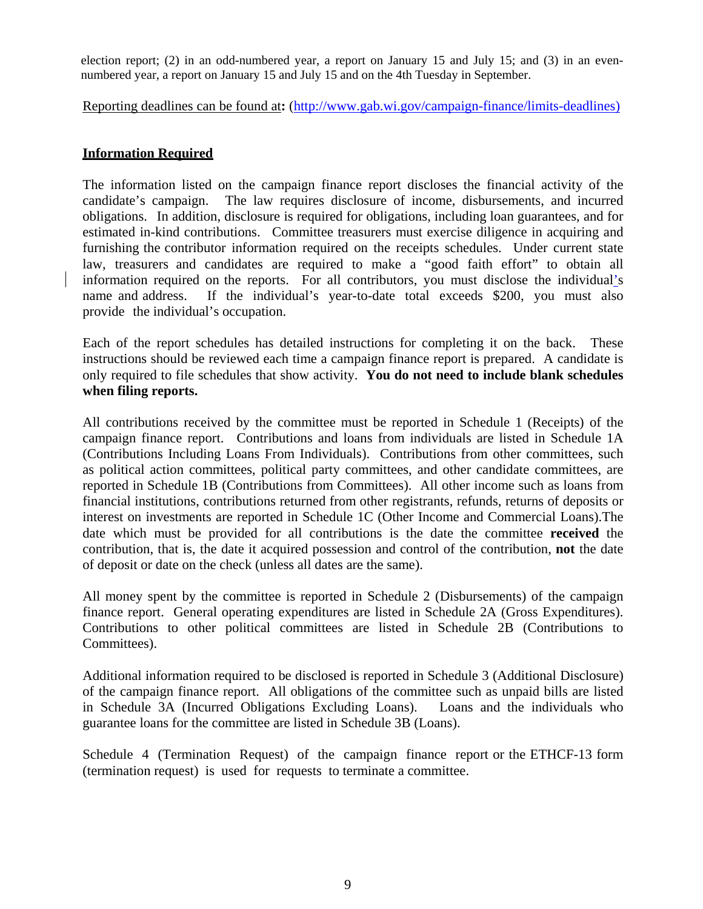election report; (2) in an odd-numbered year, a report on January 15 and July 15; and (3) in an even-numbered year, a report on January 15 and July 15 and on the 4th Tuesday in September.

Reporting deadlines can be found at**:** (http://www.gab.wi.gov/campaign-finance/limits-deadlines)

**Information Required**

The information listed on the campaign finance report discloses the financial activity of the candidate's campaign. The law requires disclosure of income, disbursements, and incurred obligations. In addition, disclosure is required for obligations, including loan guarantees, and for estimated in-kind contributions. Committee treasurers must exercise diligence in acquiring and furnishing the contributor information required on the receipts schedules. Under current state law, treasurers and candidates are required to make a "good faith effort" to obtain all information required on the reports. For all contributors, you must disclose the individual's name and address. If the individual's year-to-date total exceeds $200, you must also provide the individual's occupation.

Each of the report schedules has detailed instructions for completing it on the back. These instructions should be reviewed each time a campaign finance report is prepared. A candidate is only required to file schedules that show activity. **You do not need to include blank schedules when filing reports.**

All contributions received by the committee must be reported in Schedule 1 (Receipts) of the campaign finance report. Contributions and loans from individuals are listed in Schedule 1A (Contributions Including Loans From Individuals). Contributions from other committees, such as political action committees, political party committees, and other candidate committees, are reported in Schedule 1B (Contributions from Committees). All other income such as loans from financial institutions, contributions returned from other registrants, refunds, returns of deposits or interest on investments are reported in Schedule 1C (Other Income and Commercial Loans).The date which must be provided for all contributions is the date the committee **received** the contribution, that is, the date it acquired possession and control of the contribution, **not** the date of deposit or date on the check (unless all dates are the same).

All money spent by the committee is reported in Schedule 2 (Disbursements) of the campaign finance report. General operating expenditures are listed in Schedule 2A (Gross Expenditures). Contributions to other political committees are listed in Schedule 2B (Contributions to Committees).

Additional information required to be disclosed is reported in Schedule 3 (Additional Disclosure) of the campaign finance report. All obligations of the committee such as unpaid bills are listed in Schedule 3A (Incurred Obligations Excluding Loans). Loans and the individuals who guarantee loans for the committee are listed in Schedule 3B (Loans).

Schedule 4 (Termination Request) of the campaign finance report or the ETHCF-13 form (termination request) is used for requests to terminate a committee.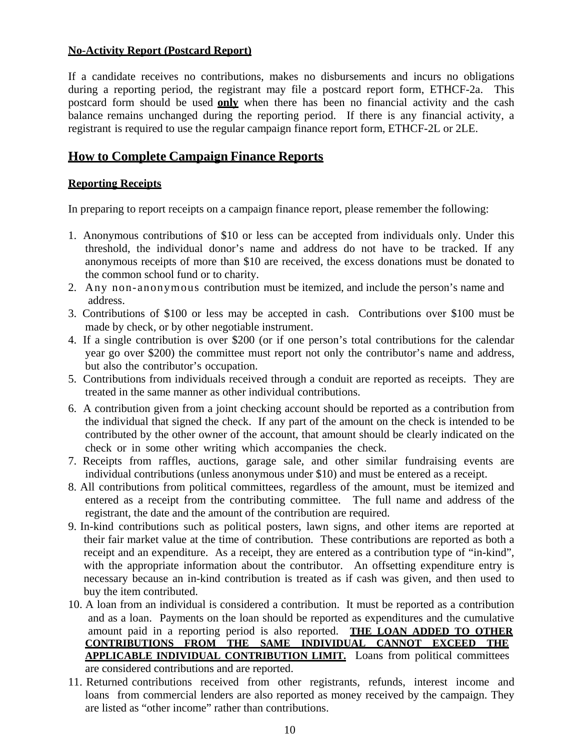**No-Activity Report (Postcard Report)**

If a candidate receives no contributions, makes no disbursements and incurs no obligations during a reporting period, the registrant may file a postcard report form, ETHCF-2a. This postcard form should be used **only** when there has been no financial activity and the cash balance remains unchanged during the reporting period. If there is any financial activity, a registrant is required to use the regular campaign finance report form, ETHCF-2L or 2LE.

## How to Complete Campaign Finance Reports

**Reporting Receipts**

In preparing to report receipts on a campaign finance report, please remember the following:

1. Anonymous contributions of $10 or less can be accepted from individuals only. Under this threshold, the individual donor's name and address do not have to be tracked. If any anonymous receipts of more than $10 are received, the excess donations must be donated to the common school fund or to charity.
2. Any non-anonymous contribution must be itemized, and include the person's name and address.
3. Contributions of $100 or less may be accepted in cash. Contributions over $100 must be made by check, or by other negotiable instrument.
4. If a single contribution is over $200 (or if one person's total contributions for the calendar year go over $200) the committee must report not only the contributor's name and address, but also the contributor's occupation.
5. Contributions from individuals received through a conduit are reported as receipts. They are treated in the same manner as other individual contributions.
6. A contribution given from a joint checking account should be reported as a contribution from the individual that signed the check. If any part of the amount on the check is intended to be contributed by the other owner of the account, that amount should be clearly indicated on the check or in some other writing which accompanies the check.
7. Receipts from raffles, auctions, garage sale, and other similar fundraising events are individual contributions (unless anonymous under $10) and must be entered as a receipt.
8. All contributions from political committees, regardless of the amount, must be itemized and entered as a receipt from the contributing committee. The full name and address of the registrant, the date and the amount of the contribution are required.
9. In-kind contributions such as political posters, lawn signs, and other items are reported at their fair market value at the time of contribution. These contributions are reported as both a receipt and an expenditure. As a receipt, they are entered as a contribution type of "in-kind", with the appropriate information about the contributor. An offsetting expenditure entry is necessary because an in-kind contribution is treated as if cash was given, and then used to buy the item contributed.
10. A loan from an individual is considered a contribution. It must be reported as a contribution and as a loan. Payments on the loan should be reported as expenditures and the cumulative amount paid in a reporting period is also reported. **THE LOAN ADDED TO OTHER CONTRIBUTIONS FROM THE SAME INDIVIDUAL CANNOT EXCEED THE APPLICABLE INDIVIDUAL CONTRIBUTION LIMIT.** Loans from political committees are considered contributions and are reported.
11. Returned contributions received from other registrants, refunds, interest income and loans from commercial lenders are also reported as money received by the campaign. They are listed as "other income" rather than contributions.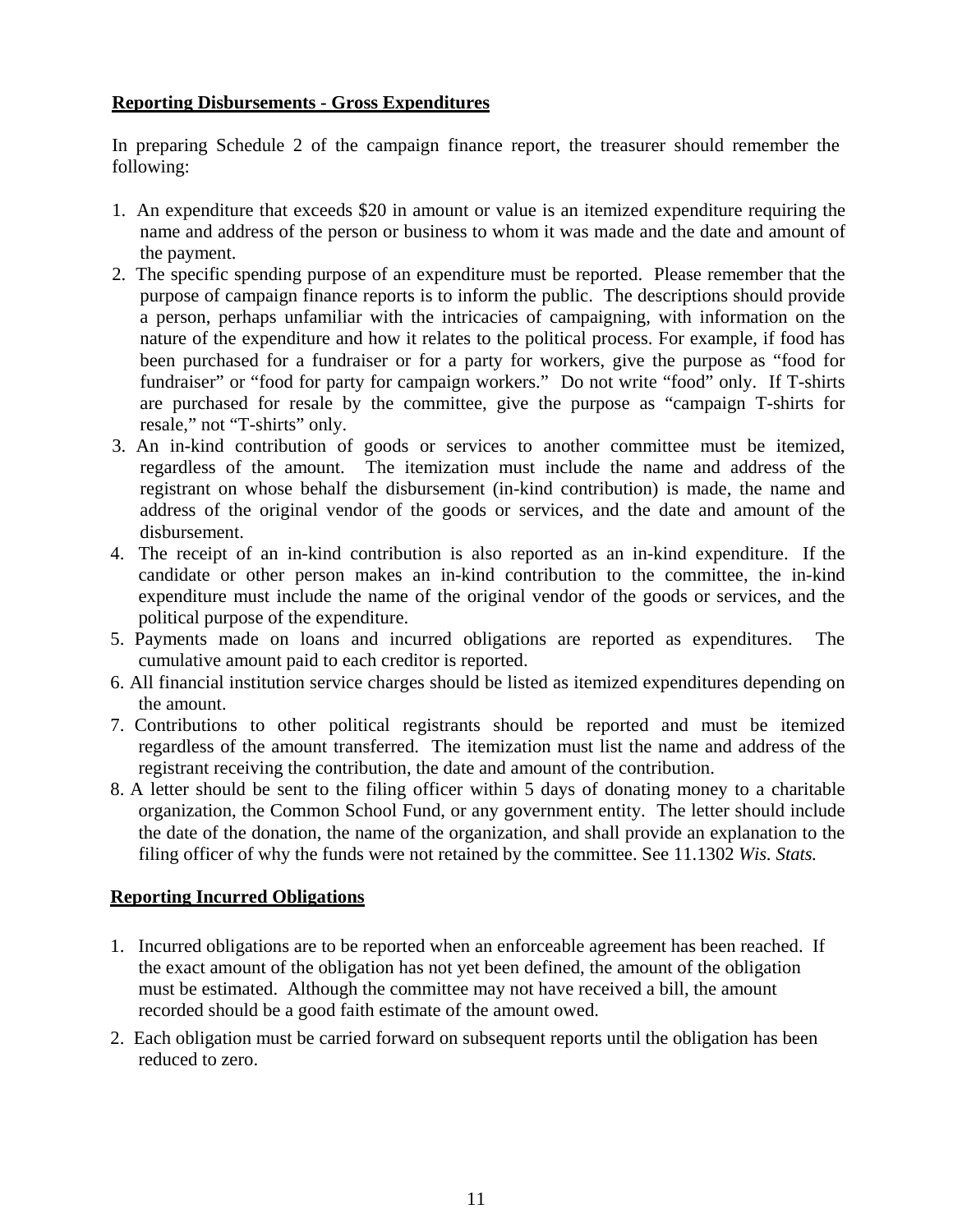**Reporting Disbursements - Gross Expenditures**

In preparing Schedule 2 of the campaign finance report, the treasurer should remember the following:

1. An expenditure that exceeds $20 in amount or value is an itemized expenditure requiring the name and address of the person or business to whom it was made and the date and amount of the payment.
2. The specific spending purpose of an expenditure must be reported. Please remember that the purpose of campaign finance reports is to inform the public. The descriptions should provide a person, perhaps unfamiliar with the intricacies of campaigning, with information on the nature of the expenditure and how it relates to the political process. For example, if food has been purchased for a fundraiser or for a party for workers, give the purpose as "food for fundraiser" or "food for party for campaign workers." Do not write "food" only. If T-shirts are purchased for resale by the committee, give the purpose as "campaign T-shirts for resale," not "T-shirts" only.
3. An in-kind contribution of goods or services to another committee must be itemized, regardless of the amount. The itemization must include the name and address of the registrant on whose behalf the disbursement (in-kind contribution) is made, the name and address of the original vendor of the goods or services, and the date and amount of the disbursement.
4. The receipt of an in-kind contribution is also reported as an in-kind expenditure. If the candidate or other person makes an in-kind contribution to the committee, the in-kind expenditure must include the name of the original vendor of the goods or services, and the political purpose of the expenditure.
5. Payments made on loans and incurred obligations are reported as expenditures. The cumulative amount paid to each creditor is reported.
6. All financial institution service charges should be listed as itemized expenditures depending on the amount.
7. Contributions to other political registrants should be reported and must be itemized regardless of the amount transferred. The itemization must list the name and address of the registrant receiving the contribution, the date and amount of the contribution.
8. A letter should be sent to the filing officer within 5 days of donating money to a charitable organization, the Common School Fund, or any government entity. The letter should include the date of the donation, the name of the organization, and shall provide an explanation to the filing officer of why the funds were not retained by the committee. See 11.1302 *Wis. Stats.*

**Reporting Incurred Obligations**

1. Incurred obligations are to be reported when an enforceable agreement has been reached. If the exact amount of the obligation has not yet been defined, the amount of the obligation must be estimated. Although the committee may not have received a bill, the amount recorded should be a good faith estimate of the amount owed.
2. Each obligation must be carried forward on subsequent reports until the obligation has been reduced to zero.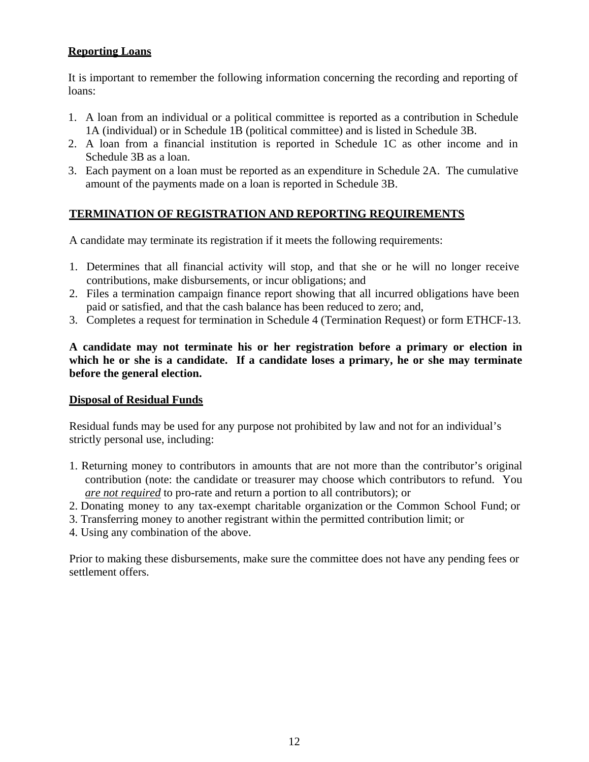**Reporting Loans**

It is important to remember the following information concerning the recording and reporting of loans:

1. A loan from an individual or a political committee is reported as a contribution in Schedule 1A (individual) or in Schedule 1B (political committee) and is listed in Schedule 3B.
2. A loan from a financial institution is reported in Schedule 1C as other income and in Schedule 3B as a loan.
3. Each payment on a loan must be reported as an expenditure in Schedule 2A. The cumulative amount of the payments made on a loan is reported in Schedule 3B.

## TERMINATION OF REGISTRATION AND REPORTING REQUIREMENTS

A candidate may terminate its registration if it meets the following requirements:

1. Determines that all financial activity will stop, and that she or he will no longer receive contributions, make disbursements, or incur obligations; and
2. Files a termination campaign finance report showing that all incurred obligations have been paid or satisfied, and that the cash balance has been reduced to zero; and,
3. Completes a request for termination in Schedule 4 (Termination Request) or form ETHCF-13.

**A candidate may not terminate his or her registration before a primary or election in which he or she is a candidate. If a candidate loses a primary, he or she may terminate before the general election.**

**Disposal of Residual Funds**

Residual funds may be used for any purpose not prohibited by law and not for an individual's strictly personal use, including:

1. Returning money to contributors in amounts that are not more than the contributor's original contribution (note: the candidate or treasurer may choose which contributors to refund. You ***are not required*** to pro-rate and return a portion to all contributors); or
2. Donating money to any tax-exempt charitable organization or the Common School Fund; or
3. Transferring money to another registrant within the permitted contribution limit; or
4. Using any combination of the above.

Prior to making these disbursements, make sure the committee does not have any pending fees or settlement offers.